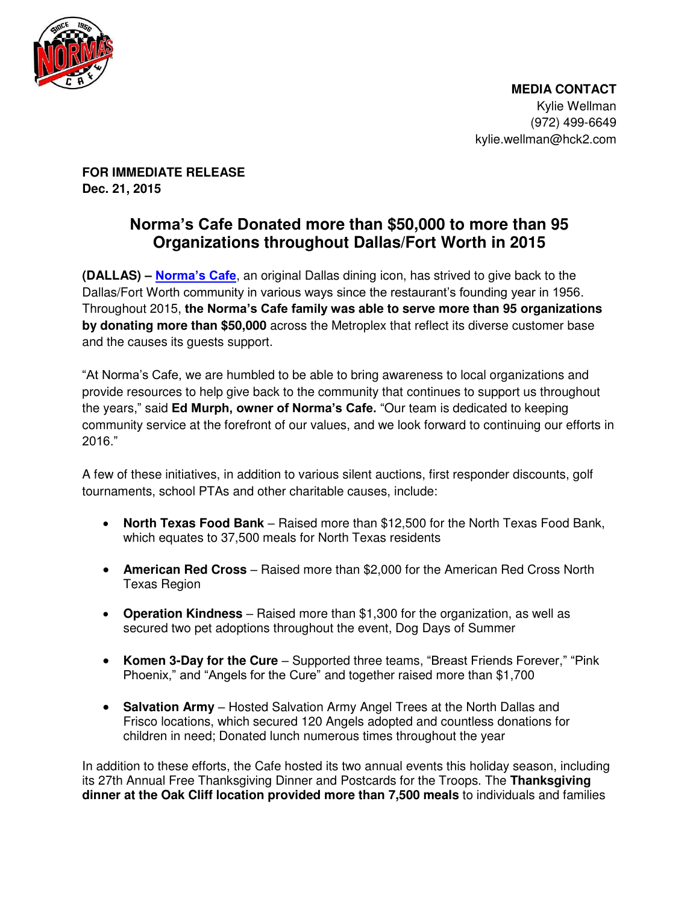**MEDIA CONTACT**
Kylie Wellman
(972) 499-6649
kylie.wellman@hck2.com

**FOR IMMEDIATE RELEASE**
**Dec. 21, 2015**

# Norma's Cafe Donated more than $50,000 to more than 95 Organizations throughout Dallas/Fort Worth in 2015

**(DALLAS) – Norma's Cafe**, an original Dallas dining icon, has strived to give back to the Dallas/Fort Worth community in various ways since the restaurant's founding year in 1956. Throughout 2015, **the Norma's Cafe family was able to serve more than 95 organizations by donating more than $50,000** across the Metroplex that reflect its diverse customer base and the causes its guests support.

"At Norma's Cafe, we are humbled to be able to bring awareness to local organizations and provide resources to help give back to the community that continues to support us throughout the years," said **Ed Murph, owner of Norma's Cafe.** "Our team is dedicated to keeping community service at the forefront of our values, and we look forward to continuing our efforts in 2016."

A few of these initiatives, in addition to various silent auctions, first responder discounts, golf tournaments, school PTAs and other charitable causes, include:

- **North Texas Food Bank** – Raised more than $12,500 for the North Texas Food Bank, which equates to 37,500 meals for North Texas residents
- **American Red Cross** – Raised more than $2,000 for the American Red Cross North Texas Region
- **Operation Kindness** – Raised more than $1,300 for the organization, as well as secured two pet adoptions throughout the event, Dog Days of Summer
- **Komen 3-Day for the Cure** – Supported three teams, "Breast Friends Forever," "Pink Phoenix," and "Angels for the Cure" and together raised more than $1,700
- **Salvation Army** – Hosted Salvation Army Angel Trees at the North Dallas and Frisco locations, which secured 120 Angels adopted and countless donations for children in need; Donated lunch numerous times throughout the year

In addition to these efforts, the Cafe hosted its two annual events this holiday season, including its 27th Annual Free Thanksgiving Dinner and Postcards for the Troops. The **Thanksgiving dinner at the Oak Cliff location provided more than 7,500 meals** to individuals and families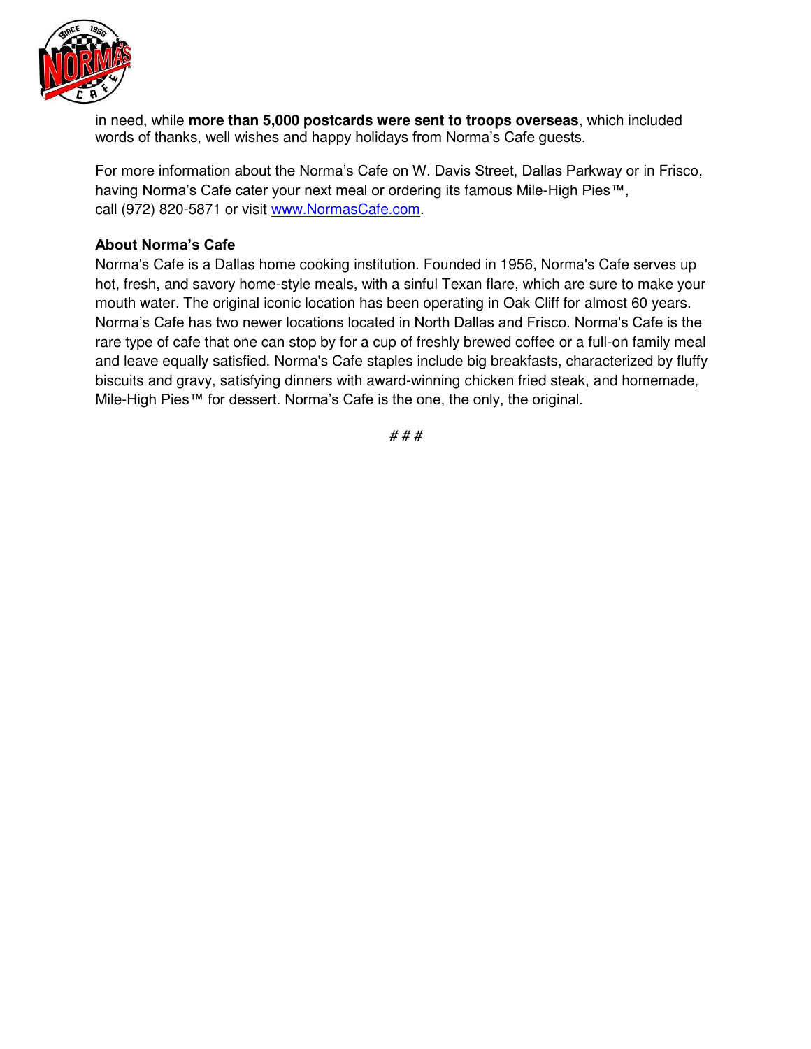in need, while **more than 5,000 postcards were sent to troops overseas**, which included words of thanks, well wishes and happy holidays from Norma's Cafe guests.

For more information about the Norma's Cafe on W. Davis Street, Dallas Parkway or in Frisco, having Norma's Cafe cater your next meal or ordering its famous Mile-High Pies™, call (972) 820-5871 or visit [www.NormasCafe.com](http://www.NormasCafe.com).

**About Norma's Cafe**

Norma's Cafe is a Dallas home cooking institution. Founded in 1956, Norma's Cafe serves up hot, fresh, and savory home-style meals, with a sinful Texan flare, which are sure to make your mouth water. The original iconic location has been operating in Oak Cliff for almost 60 years. Norma's Cafe has two newer locations located in North Dallas and Frisco. Norma's Cafe is the rare type of cafe that one can stop by for a cup of freshly brewed coffee or a full-on family meal and leave equally satisfied. Norma's Cafe staples include big breakfasts, characterized by fluffy biscuits and gravy, satisfying dinners with award-winning chicken fried steak, and homemade, Mile-High Pies™ for dessert. Norma's Cafe is the one, the only, the original.

*# # #*